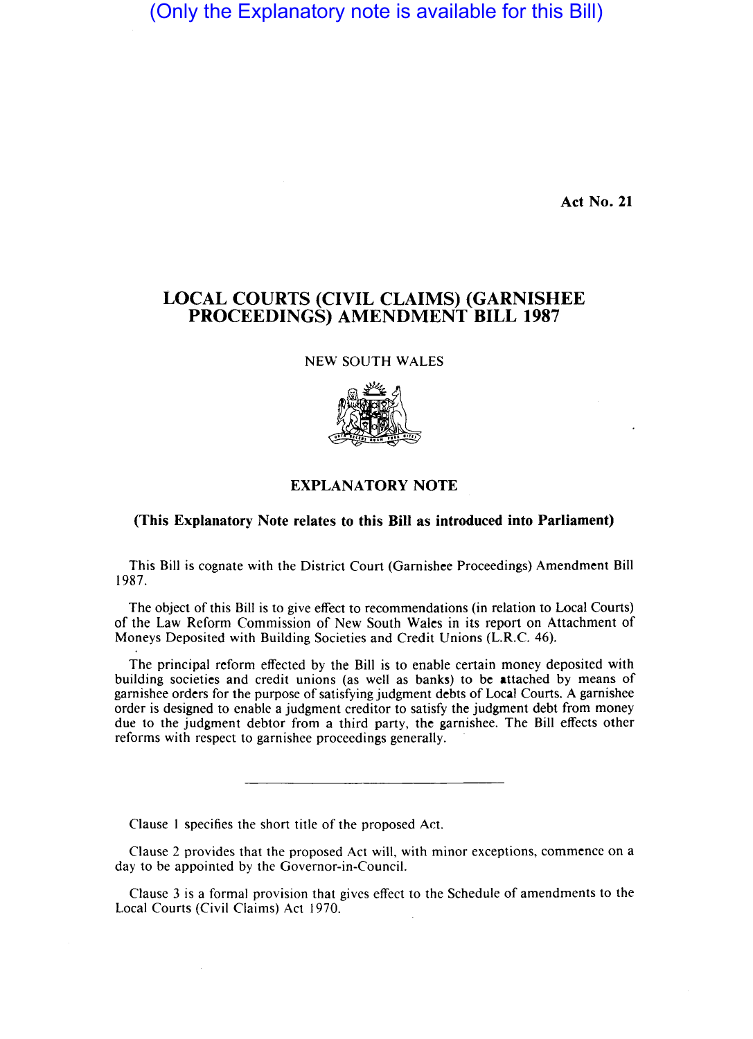(Only the Explanatory note is available for this Bill)

**Act No. 21**

# LOCAL COURTS (CIVIL CLAIMS) (GARNISHEE PROCEEDINGS) AMENDMENT BILL 1987

NEW SOUTH WALES

## EXPLANATORY NOTE

**(This Explanatory Note relates to this Bill as introduced into Parliament)**

This Bill is cognate with the District Court (Garnishee Proceedings) Amendment Bill 1987.

The object of this Bill is to give effect to recommendations (in relation to Local Courts) of the Law Reform Commission of New South Wales in its report on Attachment of Moneys Deposited with Building Societies and Credit Unions (L.R.C. 46).

The principal reform effected by the Bill is to enable certain money deposited with building societies and credit unions (as well as banks) to be attached by means of garnishee orders for the purpose of satisfying judgment debts of Local Courts. A garnishee order is designed to enable a judgment creditor to satisfy the judgment debt from money due to the judgment debtor from a third party, the garnishee. The Bill effects other reforms with respect to garnishee proceedings generally.

---

Clause 1 specifies the short title of the proposed Act.

Clause 2 provides that the proposed Act will, with minor exceptions, commence on a day to be appointed by the Governor-in-Council.

Clause 3 is a formal provision that gives effect to the Schedule of amendments to the Local Courts (Civil Claims) Act 1970.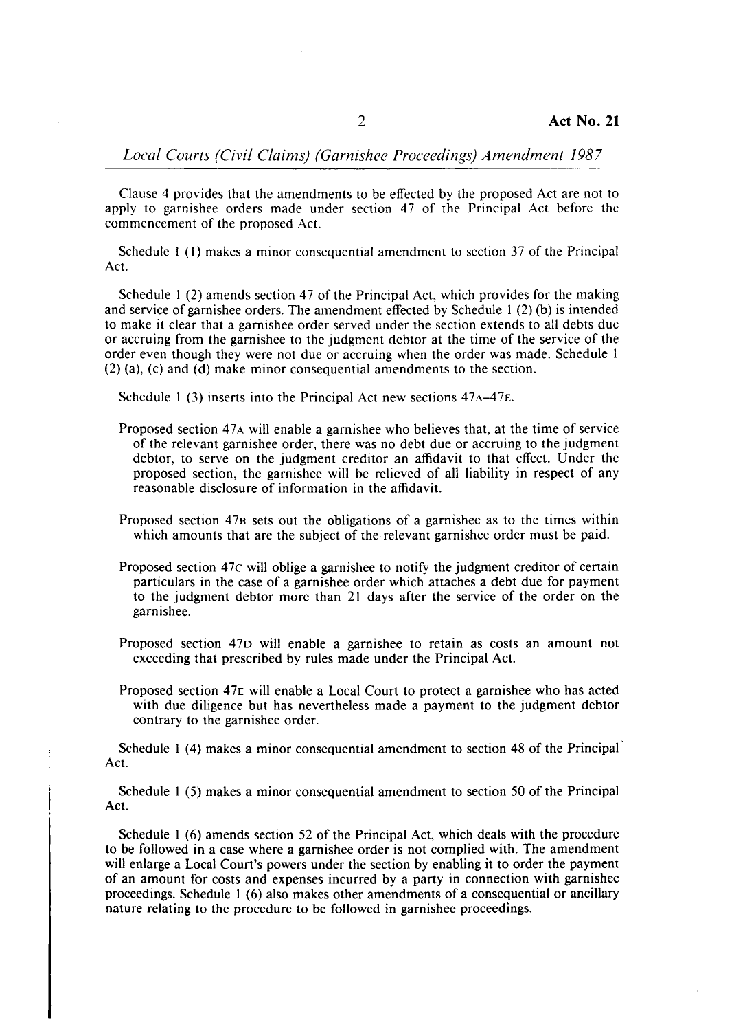Clause 4 provides that the amendments to be effected by the proposed Act are not to apply to garnishee orders made under section 47 of the Principal Act before the commencement of the proposed Act.

Schedule 1 (1) makes a minor consequential amendment to section 37 of the Principal Act.

Schedule 1 (2) amends section 47 of the Principal Act, which provides for the making and service of garnishee orders. The amendment effected by Schedule 1 (2) (b) is intended to make it clear that a garnishee order served under the section extends to all debts due or accruing from the garnishee to the judgment debtor at the time of the service of the order even though they were not due or accruing when the order was made. Schedule 1 (2) (a), (c) and (d) make minor consequential amendments to the section.

Schedule 1 (3) inserts into the Principal Act new sections 47A–47E.

Proposed section 47A will enable a garnishee who believes that, at the time of service of the relevant garnishee order, there was no debt due or accruing to the judgment debtor, to serve on the judgment creditor an affidavit to that effect. Under the proposed section, the garnishee will be relieved of all liability in respect of any reasonable disclosure of information in the affidavit.

Proposed section 47B sets out the obligations of a garnishee as to the times within which amounts that are the subject of the relevant garnishee order must be paid.

Proposed section 47C will oblige a garnishee to notify the judgment creditor of certain particulars in the case of a garnishee order which attaches a debt due for payment to the judgment debtor more than 21 days after the service of the order on the garnishee.

Proposed section 47D will enable a garnishee to retain as costs an amount not exceeding that prescribed by rules made under the Principal Act.

Proposed section 47E will enable a Local Court to protect a garnishee who has acted with due diligence but has nevertheless made a payment to the judgment debtor contrary to the garnishee order.

Schedule 1 (4) makes a minor consequential amendment to section 48 of the Principal Act.

Schedule 1 (5) makes a minor consequential amendment to section 50 of the Principal Act.

Schedule 1 (6) amends section 52 of the Principal Act, which deals with the procedure to be followed in a case where a garnishee order is not complied with. The amendment will enlarge a Local Court's powers under the section by enabling it to order the payment of an amount for costs and expenses incurred by a party in connection with garnishee proceedings. Schedule 1 (6) also makes other amendments of a consequential or ancillary nature relating to the procedure to be followed in garnishee proceedings.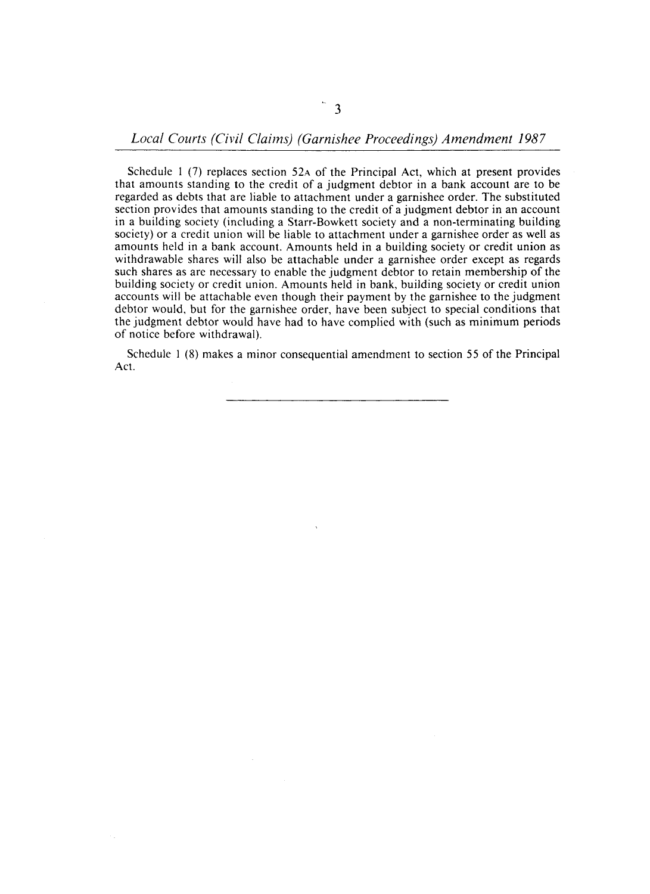Schedule 1 (7) replaces section 52A of the Principal Act, which at present provides that amounts standing to the credit of a judgment debtor in a bank account are to be regarded as debts that are liable to attachment under a garnishee order. The substituted section provides that amounts standing to the credit of a judgment debtor in an account in a building society (including a Starr-Bowkett society and a non-terminating building society) or a credit union will be liable to attachment under a garnishee order as well as amounts held in a bank account. Amounts held in a building society or credit union as withdrawable shares will also be attachable under a garnishee order except as regards such shares as are necessary to enable the judgment debtor to retain membership of the building society or credit union. Amounts held in bank, building society or credit union accounts will be attachable even though their payment by the garnishee to the judgment debtor would, but for the garnishee order, have been subject to special conditions that the judgment debtor would have had to have complied with (such as minimum periods of notice before withdrawal).

Schedule 1 (8) makes a minor consequential amendment to section 55 of the Principal Act.